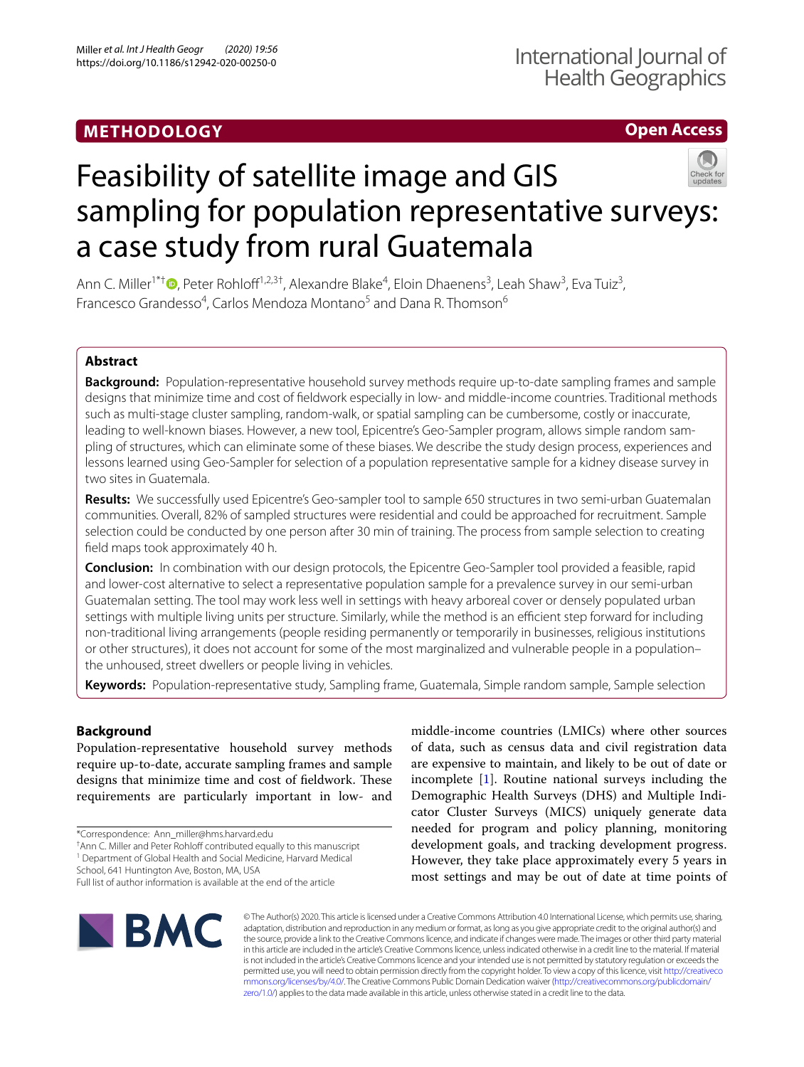## METHODOLOGY

**Open Access**

# Feasibility of satellite image and GIS sampling for population representative surveys: a case study from rural Guatemala

Ann C. Miller[1*†], Peter Rohloff[1,2,3†], Alexandre Blake[4], Eloin Dhaenens[3], Leah Shaw[3], Eva Tuiz[3], Francesco Grandesso[4], Carlos Mendoza Montano[5] and Dana R. Thomson[6]

## Abstract

**Background:** Population-representative household survey methods require up-to-date sampling frames and sample designs that minimize time and cost of fieldwork especially in low- and middle-income countries. Traditional methods such as multi-stage cluster sampling, random-walk, or spatial sampling can be cumbersome, costly or inaccurate, leading to well-known biases. However, a new tool, Epicentre's Geo-Sampler program, allows simple random sampling of structures, which can eliminate some of these biases. We describe the study design process, experiences and lessons learned using Geo-Sampler for selection of a population representative sample for a kidney disease survey in two sites in Guatemala.

**Results:** We successfully used Epicentre's Geo-sampler tool to sample 650 structures in two semi-urban Guatemalan communities. Overall, 82% of sampled structures were residential and could be approached for recruitment. Sample selection could be conducted by one person after 30 min of training. The process from sample selection to creating field maps took approximately 40 h.

**Conclusion:** In combination with our design protocols, the Epicentre Geo-Sampler tool provided a feasible, rapid and lower-cost alternative to select a representative population sample for a prevalence survey in our semi-urban Guatemalan setting. The tool may work less well in settings with heavy arboreal cover or densely populated urban settings with multiple living units per structure. Similarly, while the method is an efficient step forward for including non-traditional living arrangements (people residing permanently or temporarily in businesses, religious institutions or other structures), it does not account for some of the most marginalized and vulnerable people in a population– the unhoused, street dwellers or people living in vehicles.

**Keywords:** Population-representative study, Sampling frame, Guatemala, Simple random sample, Sample selection

## Background

Population-representative household survey methods require up-to-date, accurate sampling frames and sample designs that minimize time and cost of fieldwork. These requirements are particularly important in low- and middle-income countries (LMICs) where other sources of data, such as census data and civil registration data are expensive to maintain, and likely to be out of date or incomplete [1]. Routine national surveys including the Demographic Health Surveys (DHS) and Multiple Indicator Cluster Surveys (MICS) uniquely generate data needed for program and policy planning, monitoring development goals, and tracking development progress. However, they take place approximately every 5 years in most settings and may be out of date at time points of

*Correspondence: Ann_miller@hms.harvard.edu

†Ann C. Miller and Peter Rohloff contributed equally to this manuscript

[1] Department of Global Health and Social Medicine, Harvard Medical School, 641 Huntington Ave, Boston, MA, USA

Full list of author information is available at the end of the article

© The Author(s) 2020. This article is licensed under a Creative Commons Attribution 4.0 International License, which permits use, sharing, adaptation, distribution and reproduction in any medium or format, as long as you give appropriate credit to the original author(s) and the source, provide a link to the Creative Commons licence, and indicate if changes were made. The images or other third party material in this article are included in the article's Creative Commons licence, unless indicated otherwise in a credit line to the material. If material is not included in the article's Creative Commons licence and your intended use is not permitted by statutory regulation or exceeds the permitted use, you will need to obtain permission directly from the copyright holder. To view a copy of this licence, visit http://creativecommons.org/licenses/by/4.0/. The Creative Commons Public Domain Dedication waiver (http://creativecommons.org/publicdomain/zero/1.0/) applies to the data made available in this article, unless otherwise stated in a credit line to the data.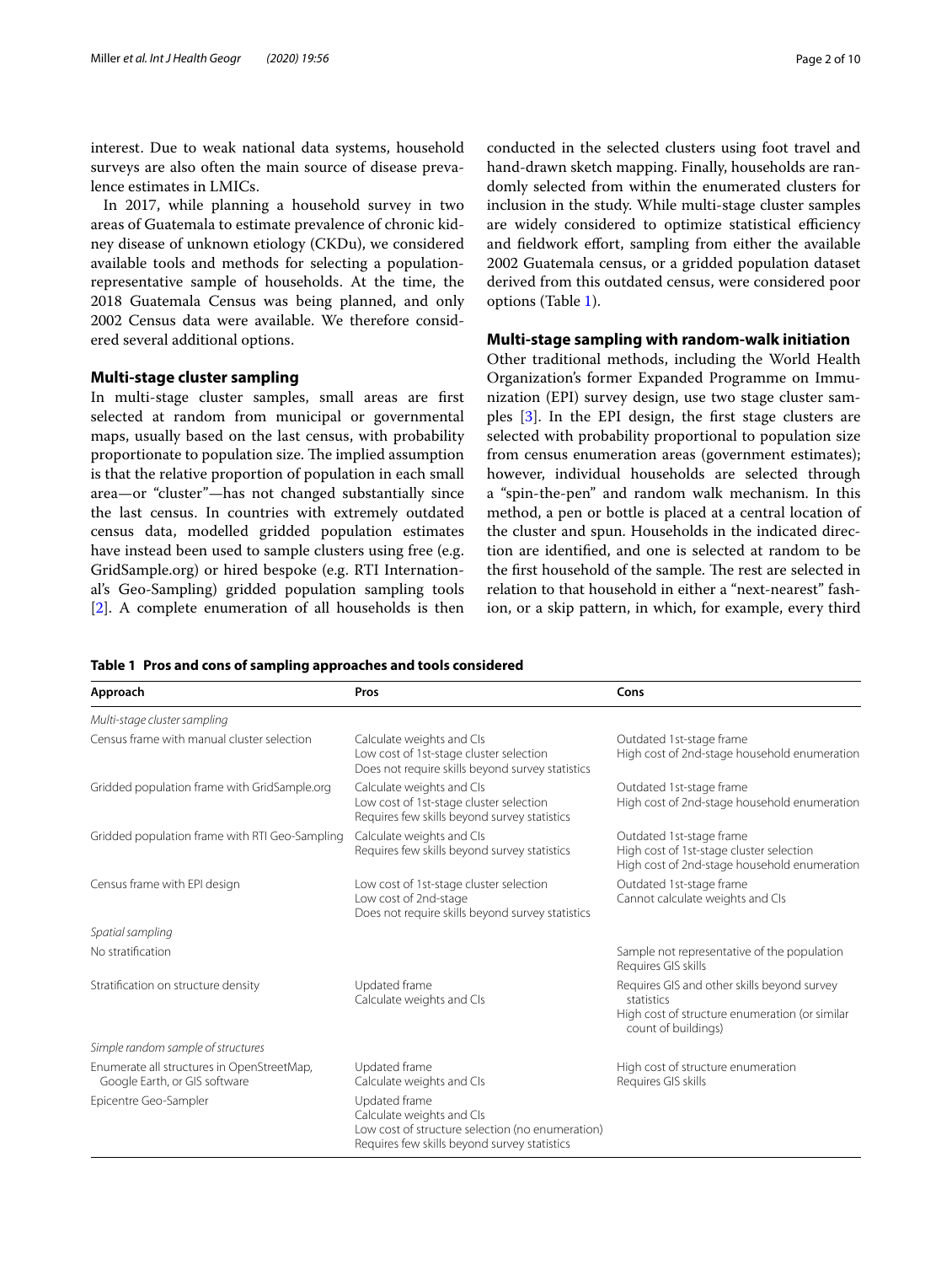interest. Due to weak national data systems, household surveys are also often the main source of disease prevalence estimates in LMICs.

In 2017, while planning a household survey in two areas of Guatemala to estimate prevalence of chronic kidney disease of unknown etiology (CKDu), we considered available tools and methods for selecting a population-representative sample of households. At the time, the 2018 Guatemala Census was being planned, and only 2002 Census data were available. We therefore considered several additional options.

## Multi-stage cluster sampling

In multi-stage cluster samples, small areas are first selected at random from municipal or governmental maps, usually based on the last census, with probability proportionate to population size. The implied assumption is that the relative proportion of population in each small area—or "cluster"—has not changed substantially since the last census. In countries with extremely outdated census data, modelled gridded population estimates have instead been used to sample clusters using free (e.g. GridSample.org) or hired bespoke (e.g. RTI International's Geo-Sampling) gridded population sampling tools [2]. A complete enumeration of all households is then conducted in the selected clusters using foot travel and hand-drawn sketch mapping. Finally, households are randomly selected from within the enumerated clusters for inclusion in the study. While multi-stage cluster samples are widely considered to optimize statistical efficiency and fieldwork effort, sampling from either the available 2002 Guatemala census, or a gridded population dataset derived from this outdated census, were considered poor options (Table 1).

## Multi-stage sampling with random-walk initiation

Other traditional methods, including the World Health Organization's former Expanded Programme on Immunization (EPI) survey design, use two stage cluster samples [3]. In the EPI design, the first stage clusters are selected with probability proportional to population size from census enumeration areas (government estimates); however, individual households are selected through a "spin-the-pen" and random walk mechanism. In this method, a pen or bottle is placed at a central location of the cluster and spun. Households in the indicated direction are identified, and one is selected at random to be the first household of the sample. The rest are selected in relation to that household in either a "next-nearest" fashion, or a skip pattern, in which, for example, every third

**Table 1 Pros and cons of sampling approaches and tools considered**

| Approach | Pros | Cons |
|---|---|---|
| *Multi-stage cluster sampling* | | |
| Census frame with manual cluster selection | Calculate weights and CIs<br>Low cost of 1st-stage cluster selection<br>Does not require skills beyond survey statistics | Outdated 1st-stage frame<br>High cost of 2nd-stage household enumeration |
| Gridded population frame with GridSample.org | Calculate weights and CIs<br>Low cost of 1st-stage cluster selection<br>Requires few skills beyond survey statistics | Outdated 1st-stage frame<br>High cost of 2nd-stage household enumeration |
| Gridded population frame with RTI Geo-Sampling | Calculate weights and CIs<br>Requires few skills beyond survey statistics | Outdated 1st-stage frame<br>High cost of 1st-stage cluster selection<br>High cost of 2nd-stage household enumeration |
| Census frame with EPI design | Low cost of 1st-stage cluster selection<br>Low cost of 2nd-stage<br>Does not require skills beyond survey statistics | Outdated 1st-stage frame<br>Cannot calculate weights and CIs |
| *Spatial sampling* | | |
| No stratification | | Sample not representative of the population<br>Requires GIS skills |
| Stratification on structure density | Updated frame<br>Calculate weights and CIs | Requires GIS and other skills beyond survey statistics<br>High cost of structure enumeration (or similar count of buildings) |
| *Simple random sample of structures* | | |
| Enumerate all structures in OpenStreetMap, Google Earth, or GIS software | Updated frame<br>Calculate weights and CIs | High cost of structure enumeration<br>Requires GIS skills |
| Epicentre Geo-Sampler | Updated frame<br>Calculate weights and CIs<br>Low cost of structure selection (no enumeration)<br>Requires few skills beyond survey statistics | |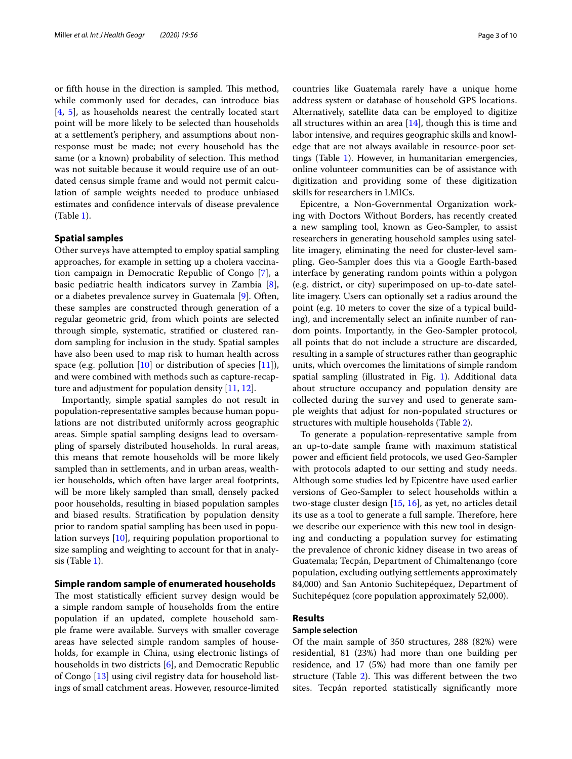or fifth house in the direction is sampled. This method, while commonly used for decades, can introduce bias [4, 5], as households nearest the centrally located start point will be more likely to be selected than households at a settlement's periphery, and assumptions about non-response must be made; not every household has the same (or a known) probability of selection. This method was not suitable because it would require use of an outdated census simple frame and would not permit calculation of sample weights needed to produce unbiased estimates and confidence intervals of disease prevalence (Table 1).

### Spatial samples

Other surveys have attempted to employ spatial sampling approaches, for example in setting up a cholera vaccination campaign in Democratic Republic of Congo [7], a basic pediatric health indicators survey in Zambia [8], or a diabetes prevalence survey in Guatemala [9]. Often, these samples are constructed through generation of a regular geometric grid, from which points are selected through simple, systematic, stratified or clustered random sampling for inclusion in the study. Spatial samples have also been used to map risk to human health across space (e.g. pollution [10] or distribution of species [11]), and were combined with methods such as capture-recapture and adjustment for population density [11, 12].

Importantly, simple spatial samples do not result in population-representative samples because human populations are not distributed uniformly across geographic areas. Simple spatial sampling designs lead to oversampling of sparsely distributed households. In rural areas, this means that remote households will be more likely sampled than in settlements, and in urban areas, wealthier households, which often have larger areal footprints, will be more likely sampled than small, densely packed poor households, resulting in biased population samples and biased results. Stratification by population density prior to random spatial sampling has been used in population surveys [10], requiring population proportional to size sampling and weighting to account for that in analysis (Table 1).

### Simple random sample of enumerated households

The most statistically efficient survey design would be a simple random sample of households from the entire population if an updated, complete household sample frame were available. Surveys with smaller coverage areas have selected simple random samples of households, for example in China, using electronic listings of households in two districts [6], and Democratic Republic of Congo [13] using civil registry data for household listings of small catchment areas. However, resource-limited countries like Guatemala rarely have a unique home address system or database of household GPS locations. Alternatively, satellite data can be employed to digitize all structures within an area [14], though this is time and labor intensive, and requires geographic skills and knowledge that are not always available in resource-poor settings (Table 1). However, in humanitarian emergencies, online volunteer communities can be of assistance with digitization and providing some of these digitization skills for researchers in LMICs.

Epicentre, a Non-Governmental Organization working with Doctors Without Borders, has recently created a new sampling tool, known as Geo-Sampler, to assist researchers in generating household samples using satellite imagery, eliminating the need for cluster-level sampling. Geo-Sampler does this via a Google Earth-based interface by generating random points within a polygon (e.g. district, or city) superimposed on up-to-date satellite imagery. Users can optionally set a radius around the point (e.g. 10 meters to cover the size of a typical building), and incrementally select an infinite number of random points. Importantly, in the Geo-Sampler protocol, all points that do not include a structure are discarded, resulting in a sample of structures rather than geographic units, which overcomes the limitations of simple random spatial sampling (illustrated in Fig. 1). Additional data about structure occupancy and population density are collected during the survey and used to generate sample weights that adjust for non-populated structures or structures with multiple households (Table 2).

To generate a population-representative sample from an up-to-date sample frame with maximum statistical power and efficient field protocols, we used Geo-Sampler with protocols adapted to our setting and study needs. Although some studies led by Epicentre have used earlier versions of Geo-Sampler to select households within a two-stage cluster design [15, 16], as yet, no articles detail its use as a tool to generate a full sample. Therefore, here we describe our experience with this new tool in designing and conducting a population survey for estimating the prevalence of chronic kidney disease in two areas of Guatemala; Tecpán, Department of Chimaltenango (core population, excluding outlying settlements approximately 84,000) and San Antonio Suchitepéquez, Department of Suchitepéquez (core population approximately 52,000).

## Results

### Sample selection

Of the main sample of 350 structures, 288 (82%) were residential, 81 (23%) had more than one building per residence, and 17 (5%) had more than one family per structure (Table 2). This was different between the two sites. Tecpán reported statistically significantly more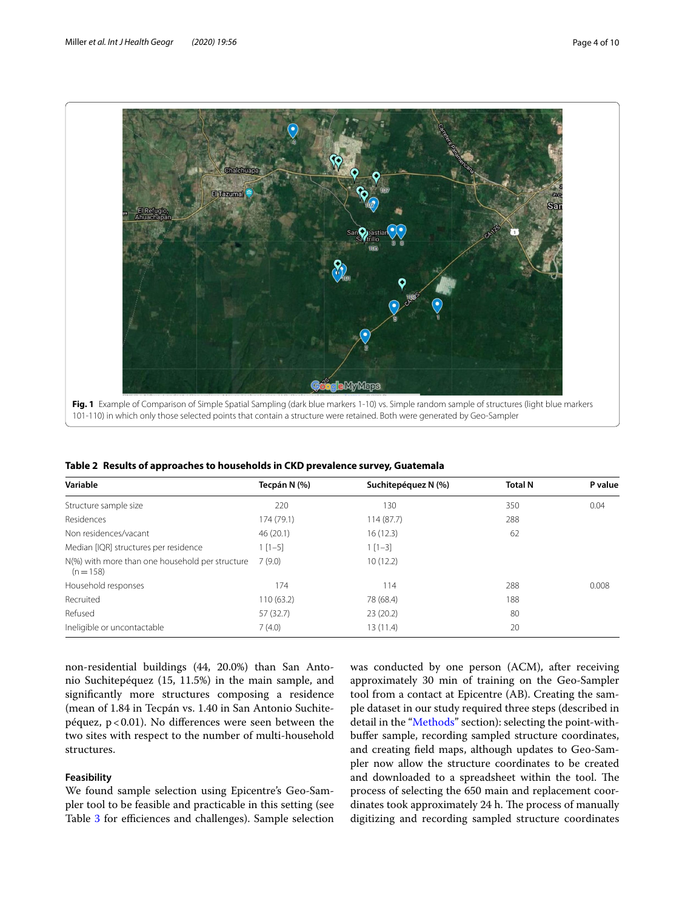**Fig. 1** Example of Comparison of Simple Spatial Sampling (dark blue markers 1-10) vs. Simple random sample of structures (light blue markers 101-110) in which only those selected points that contain a structure were retained. Both were generated by Geo-Sampler

**Table 2 Results of approaches to households in CKD prevalence survey, Guatemala**

| Variable | Tecpán N (%) | Suchitepéquez N (%) | Total N | P value |
|---|---|---|---|---|
| Structure sample size | 220 | 130 | 350 | 0.04 |
| Residences | 174 (79.1) | 114 (87.7) | 288 | |
| Non residences/vacant | 46 (20.1) | 16 (12.3) | 62 | |
| Median [IQR] structures per residence | 1 [1–5] | 1 [1–3] | | |
| N(%) with more than one household per structure (n = 158) | 7 (9.0) | 10 (12.2) | | |
| Household responses | 174 | 114 | 288 | 0.008 |
| Recruited | 110 (63.2) | 78 (68.4) | 188 | |
| Refused | 57 (32.7) | 23 (20.2) | 80 | |
| Ineligible or uncontactable | 7 (4.0) | 13 (11.4) | 20 | |

non-residential buildings (44, 20.0%) than San Antonio Suchitepéquez (15, 11.5%) in the main sample, and significantly more structures composing a residence (mean of 1.84 in Tecpán vs. 1.40 in San Antonio Suchitepéquez, $p < 0.01$). No differences were seen between the two sites with respect to the number of multi-household structures.

### Feasibility

We found sample selection using Epicentre's Geo-Sampler tool to be feasible and practicable in this setting (see Table 3 for efficiences and challenges). Sample selection was conducted by one person (ACM), after receiving approximately 30 min of training on the Geo-Sampler tool from a contact at Epicentre (AB). Creating the sample dataset in our study required three steps (described in detail in the "Methods" section): selecting the point-with-buffer sample, recording sampled structure coordinates, and creating field maps, although updates to Geo-Sampler now allow the structure coordinates to be created and downloaded to a spreadsheet within the tool. The process of selecting the 650 main and replacement coordinates took approximately 24 h. The process of manually digitizing and recording sampled structure coordinates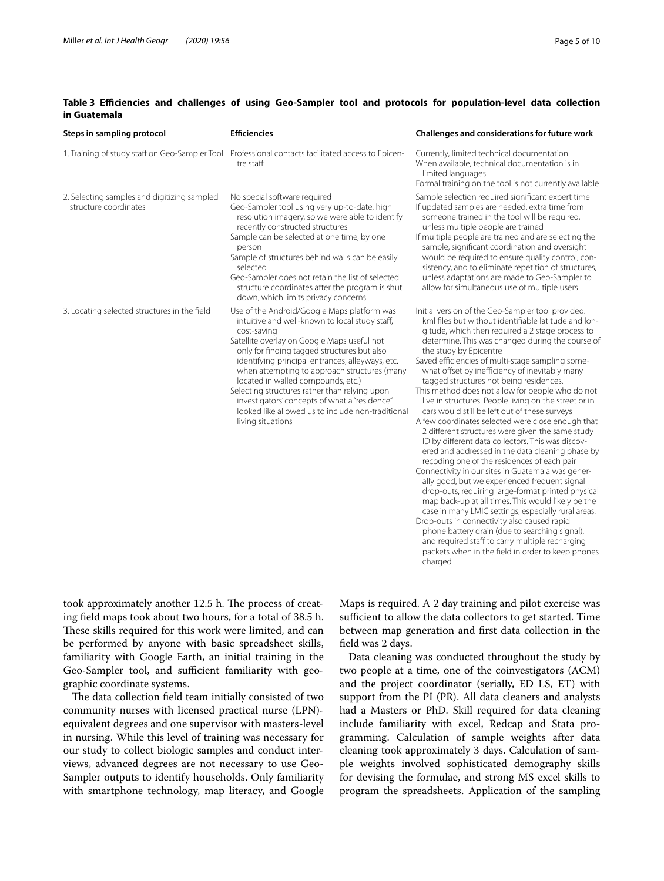**Table 3 Efficiencies and challenges of using Geo-Sampler tool and protocols for population-level data collection in Guatemala**

| Steps in sampling protocol | Efficiencies | Challenges and considerations for future work |
|---|---|---|
| 1. Training of study staff on Geo-Sampler Tool | Professional contacts facilitated access to Epicentre staff | Currently, limited technical documentation<br>When available, technical documentation is in limited languages<br>Formal training on the tool is not currently available |
| 2. Selecting samples and digitizing sampled structure coordinates | No special software required<br>Geo-Sampler tool using very up-to-date, high resolution imagery, so we were able to identify recently constructed structures<br>Sample can be selected at one time, by one person<br>Sample of structures behind walls can be easily selected<br>Geo-Sampler does not retain the list of selected structure coordinates after the program is shut down, which limits privacy concerns | Sample selection required significant expert time<br>If updated samples are needed, extra time from someone trained in the tool will be required, unless multiple people are trained<br>If multiple people are trained and are selecting the sample, significant coordination and oversight would be required to ensure quality control, consistency, and to eliminate repetition of structures, unless adaptations are made to Geo-Sampler to allow for simultaneous use of multiple users |
| 3. Locating selected structures in the field | Use of the Android/Google Maps platform was intuitive and well-known to local study staff, cost-saving<br>Satellite overlay on Google Maps useful not only for finding tagged structures but also identifying principal entrances, alleyways, etc. when attempting to approach structures (many located in walled compounds, etc.)<br>Selecting structures rather than relying upon investigators' concepts of what a "residence" looked like allowed us to include non-traditional living situations | Initial version of the Geo-Sampler tool provided. kml files but without identifiable latitude and longitude, which then required a 2 stage process to determine. This was changed during the course of the study by Epicentre<br>Saved efficiencies of multi-stage sampling somewhat offset by inefficiency of inevitably many tagged structures not being residences.<br>This method does not allow for people who do not live in structures. People living on the street or in cars would still be left out of these surveys<br>A few coordinates selected were close enough that 2 different structures were given the same study ID by different data collectors. This was discovered and addressed in the data cleaning phase by recoding one of the residences of each pair<br>Connectivity in our sites in Guatemala was generally good, but we experienced frequent signal drop-outs, requiring large-format printed physical map back-up at all times. This would likely be the case in many LMIC settings, especially rural areas.<br>Drop-outs in connectivity also caused rapid phone battery drain (due to searching signal), and required staff to carry multiple recharging packets when in the field in order to keep phones charged |

took approximately another 12.5 h. The process of creating field maps took about two hours, for a total of 38.5 h. These skills required for this work were limited, and can be performed by anyone with basic spreadsheet skills, familiarity with Google Earth, an initial training in the Geo-Sampler tool, and sufficient familiarity with geographic coordinate systems.

The data collection field team initially consisted of two community nurses with licensed practical nurse (LPN)-equivalent degrees and one supervisor with masters-level in nursing. While this level of training was necessary for our study to collect biologic samples and conduct interviews, advanced degrees are not necessary to use Geo-Sampler outputs to identify households. Only familiarity with smartphone technology, map literacy, and Google Maps is required. A 2 day training and pilot exercise was sufficient to allow the data collectors to get started. Time between map generation and first data collection in the field was 2 days.

Data cleaning was conducted throughout the study by two people at a time, one of the coinvestigators (ACM) and the project coordinator (serially, ED LS, ET) with support from the PI (PR). All data cleaners and analysts had a Masters or PhD. Skill required for data cleaning include familiarity with excel, Redcap and Stata programming. Calculation of sample weights after data cleaning took approximately 3 days. Calculation of sample weights involved sophisticated demography skills for devising the formulae, and strong MS excel skills to program the spreadsheets. Application of the sampling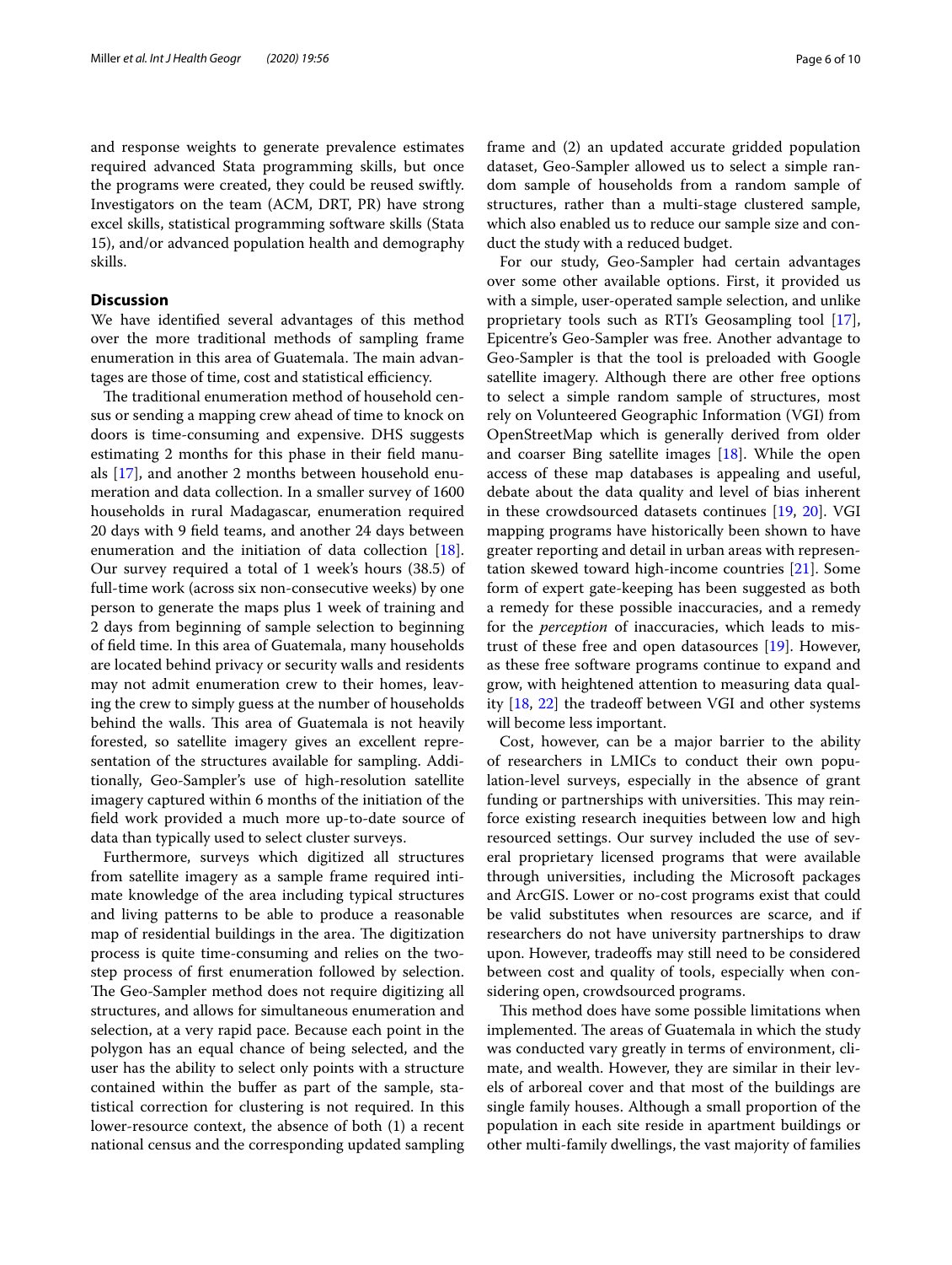and response weights to generate prevalence estimates required advanced Stata programming skills, but once the programs were created, they could be reused swiftly. Investigators on the team (ACM, DRT, PR) have strong excel skills, statistical programming software skills (Stata 15), and/or advanced population health and demography skills.

## Discussion

We have identified several advantages of this method over the more traditional methods of sampling frame enumeration in this area of Guatemala. The main advantages are those of time, cost and statistical efficiency.

The traditional enumeration method of household census or sending a mapping crew ahead of time to knock on doors is time-consuming and expensive. DHS suggests estimating 2 months for this phase in their field manuals [17], and another 2 months between household enumeration and data collection. In a smaller survey of 1600 households in rural Madagascar, enumeration required 20 days with 9 field teams, and another 24 days between enumeration and the initiation of data collection [18]. Our survey required a total of 1 week's hours (38.5) of full-time work (across six non-consecutive weeks) by one person to generate the maps plus 1 week of training and 2 days from beginning of sample selection to beginning of field time. In this area of Guatemala, many households are located behind privacy or security walls and residents may not admit enumeration crew to their homes, leaving the crew to simply guess at the number of households behind the walls. This area of Guatemala is not heavily forested, so satellite imagery gives an excellent representation of the structures available for sampling. Additionally, Geo-Sampler's use of high-resolution satellite imagery captured within 6 months of the initiation of the field work provided a much more up-to-date source of data than typically used to select cluster surveys.

Furthermore, surveys which digitized all structures from satellite imagery as a sample frame required intimate knowledge of the area including typical structures and living patterns to be able to produce a reasonable map of residential buildings in the area. The digitization process is quite time-consuming and relies on the two-step process of first enumeration followed by selection. The Geo-Sampler method does not require digitizing all structures, and allows for simultaneous enumeration and selection, at a very rapid pace. Because each point in the polygon has an equal chance of being selected, and the user has the ability to select only points with a structure contained within the buffer as part of the sample, statistical correction for clustering is not required. In this lower-resource context, the absence of both (1) a recent national census and the corresponding updated sampling frame and (2) an updated accurate gridded population dataset, Geo-Sampler allowed us to select a simple random sample of households from a random sample of structures, rather than a multi-stage clustered sample, which also enabled us to reduce our sample size and conduct the study with a reduced budget.

For our study, Geo-Sampler had certain advantages over some other available options. First, it provided us with a simple, user-operated sample selection, and unlike proprietary tools such as RTI's Geosampling tool [17], Epicentre's Geo-Sampler was free. Another advantage to Geo-Sampler is that the tool is preloaded with Google satellite imagery. Although there are other free options to select a simple random sample of structures, most rely on Volunteered Geographic Information (VGI) from OpenStreetMap which is generally derived from older and coarser Bing satellite images [18]. While the open access of these map databases is appealing and useful, debate about the data quality and level of bias inherent in these crowdsourced datasets continues [19, 20]. VGI mapping programs have historically been shown to have greater reporting and detail in urban areas with representation skewed toward high-income countries [21]. Some form of expert gate-keeping has been suggested as both a remedy for these possible inaccuracies, and a remedy for the *perception* of inaccuracies, which leads to mistrust of these free and open datasources [19]. However, as these free software programs continue to expand and grow, with heightened attention to measuring data quality [18, 22] the tradeoff between VGI and other systems will become less important.

Cost, however, can be a major barrier to the ability of researchers in LMICs to conduct their own population-level surveys, especially in the absence of grant funding or partnerships with universities. This may reinforce existing research inequities between low and high resourced settings. Our survey included the use of several proprietary licensed programs that were available through universities, including the Microsoft packages and ArcGIS. Lower or no-cost programs exist that could be valid substitutes when resources are scarce, and if researchers do not have university partnerships to draw upon. However, tradeoffs may still need to be considered between cost and quality of tools, especially when considering open, crowdsourced programs.

This method does have some possible limitations when implemented. The areas of Guatemala in which the study was conducted vary greatly in terms of environment, climate, and wealth. However, they are similar in their levels of arboreal cover and that most of the buildings are single family houses. Although a small proportion of the population in each site reside in apartment buildings or other multi-family dwellings, the vast majority of families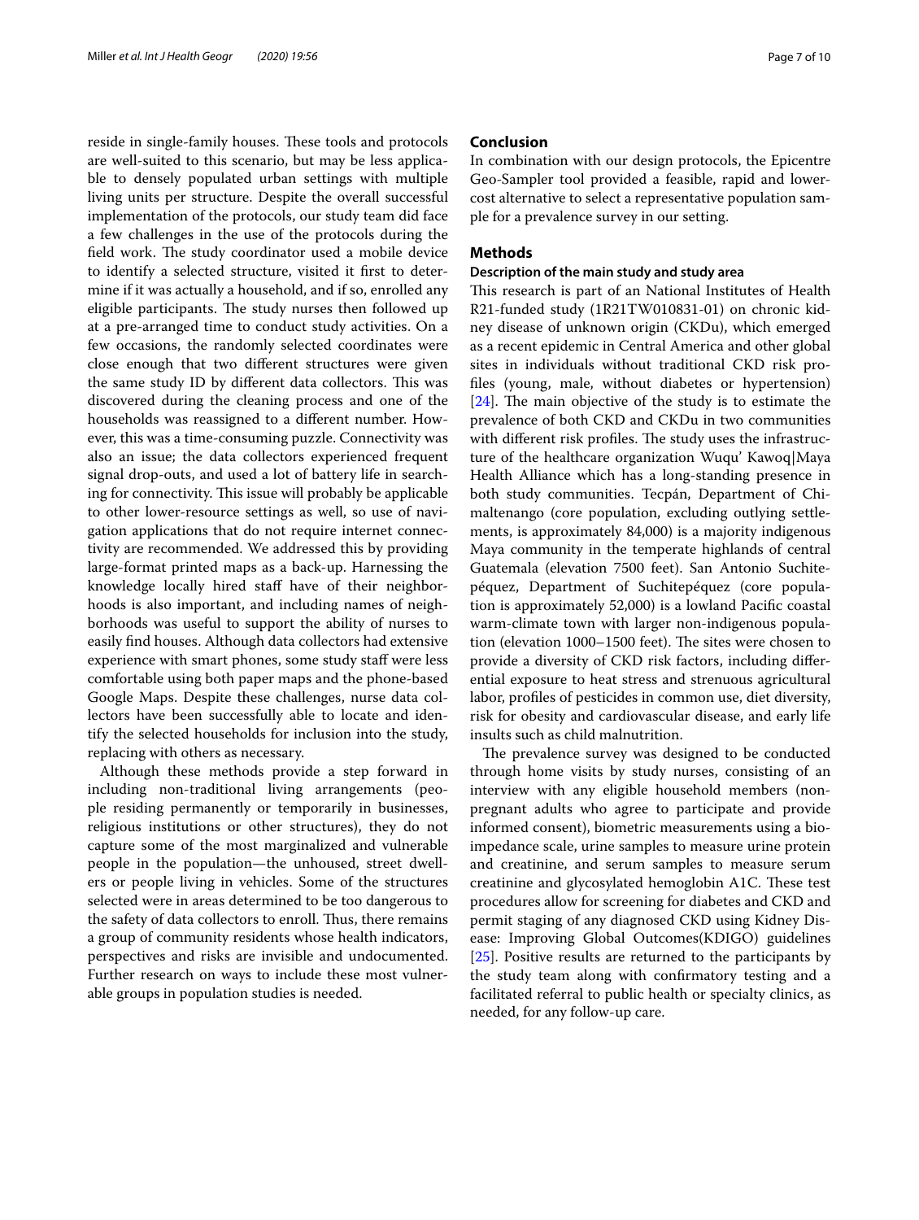reside in single-family houses. These tools and protocols are well-suited to this scenario, but may be less applicable to densely populated urban settings with multiple living units per structure. Despite the overall successful implementation of the protocols, our study team did face a few challenges in the use of the protocols during the field work. The study coordinator used a mobile device to identify a selected structure, visited it first to determine if it was actually a household, and if so, enrolled any eligible participants. The study nurses then followed up at a pre-arranged time to conduct study activities. On a few occasions, the randomly selected coordinates were close enough that two different structures were given the same study ID by different data collectors. This was discovered during the cleaning process and one of the households was reassigned to a different number. However, this was a time-consuming puzzle. Connectivity was also an issue; the data collectors experienced frequent signal drop-outs, and used a lot of battery life in searching for connectivity. This issue will probably be applicable to other lower-resource settings as well, so use of navigation applications that do not require internet connectivity are recommended. We addressed this by providing large-format printed maps as a back-up. Harnessing the knowledge locally hired staff have of their neighborhoods is also important, and including names of neighborhoods was useful to support the ability of nurses to easily find houses. Although data collectors had extensive experience with smart phones, some study staff were less comfortable using both paper maps and the phone-based Google Maps. Despite these challenges, nurse data collectors have been successfully able to locate and identify the selected households for inclusion into the study, replacing with others as necessary.

Although these methods provide a step forward in including non-traditional living arrangements (people residing permanently or temporarily in businesses, religious institutions or other structures), they do not capture some of the most marginalized and vulnerable people in the population—the unhoused, street dwellers or people living in vehicles. Some of the structures selected were in areas determined to be too dangerous to the safety of data collectors to enroll. Thus, there remains a group of community residents whose health indicators, perspectives and risks are invisible and undocumented. Further research on ways to include these most vulnerable groups in population studies is needed.

## Conclusion

In combination with our design protocols, the Epicentre Geo-Sampler tool provided a feasible, rapid and lower-cost alternative to select a representative population sample for a prevalence survey in our setting.

## Methods

### Description of the main study and study area

This research is part of an National Institutes of Health R21-funded study (1R21TW010831-01) on chronic kidney disease of unknown origin (CKDu), which emerged as a recent epidemic in Central America and other global sites in individuals without traditional CKD risk profiles (young, male, without diabetes or hypertension) [24]. The main objective of the study is to estimate the prevalence of both CKD and CKDu in two communities with different risk profiles. The study uses the infrastructure of the healthcare organization Wuqu' Kawoq|Maya Health Alliance which has a long-standing presence in both study communities. Tecpán, Department of Chimaltenango (core population, excluding outlying settlements, is approximately 84,000) is a majority indigenous Maya community in the temperate highlands of central Guatemala (elevation 7500 feet). San Antonio Suchitepéquez, Department of Suchitepéquez (core population is approximately 52,000) is a lowland Pacific coastal warm-climate town with larger non-indigenous population (elevation 1000–1500 feet). The sites were chosen to provide a diversity of CKD risk factors, including differential exposure to heat stress and strenuous agricultural labor, profiles of pesticides in common use, diet diversity, risk for obesity and cardiovascular disease, and early life insults such as child malnutrition.

The prevalence survey was designed to be conducted through home visits by study nurses, consisting of an interview with any eligible household members (non-pregnant adults who agree to participate and provide informed consent), biometric measurements using a bio-impedance scale, urine samples to measure urine protein and creatinine, and serum samples to measure serum creatinine and glycosylated hemoglobin A1C. These test procedures allow for screening for diabetes and CKD and permit staging of any diagnosed CKD using Kidney Disease: Improving Global Outcomes(KDIGO) guidelines [25]. Positive results are returned to the participants by the study team along with confirmatory testing and a facilitated referral to public health or specialty clinics, as needed, for any follow-up care.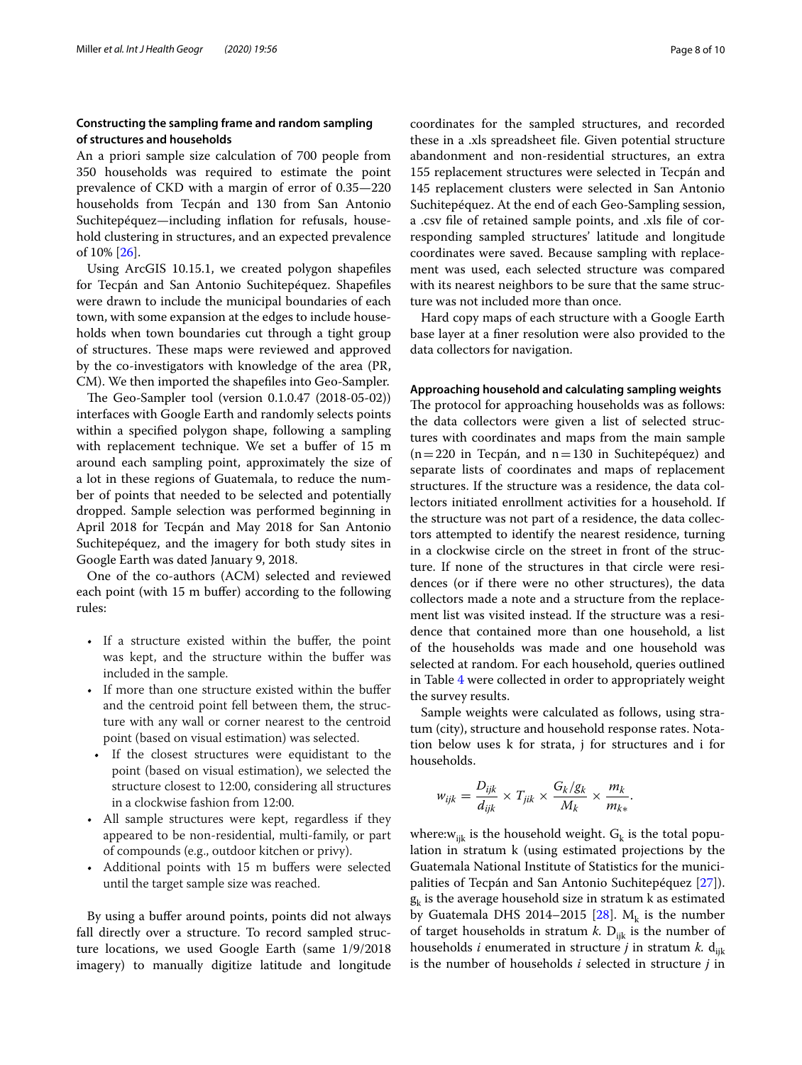### Constructing the sampling frame and random sampling of structures and households

An a priori sample size calculation of 700 people from 350 households was required to estimate the point prevalence of CKD with a margin of error of 0.35—220 households from Tecpán and 130 from San Antonio Suchitepéquez—including inflation for refusals, household clustering in structures, and an expected prevalence of 10% [26].

Using ArcGIS 10.15.1, we created polygon shapefiles for Tecpán and San Antonio Suchitepéquez. Shapefiles were drawn to include the municipal boundaries of each town, with some expansion at the edges to include households when town boundaries cut through a tight group of structures. These maps were reviewed and approved by the co-investigators with knowledge of the area (PR, CM). We then imported the shapefiles into Geo-Sampler.

The Geo-Sampler tool (version 0.1.0.47 (2018-05-02)) interfaces with Google Earth and randomly selects points within a specified polygon shape, following a sampling with replacement technique. We set a buffer of 15 m around each sampling point, approximately the size of a lot in these regions of Guatemala, to reduce the number of points that needed to be selected and potentially dropped. Sample selection was performed beginning in April 2018 for Tecpán and May 2018 for San Antonio Suchitepéquez, and the imagery for both study sites in Google Earth was dated January 9, 2018.

One of the co-authors (ACM) selected and reviewed each point (with 15 m buffer) according to the following rules:

- If a structure existed within the buffer, the point was kept, and the structure within the buffer was included in the sample.
- If more than one structure existed within the buffer and the centroid point fell between them, the structure with any wall or corner nearest to the centroid point (based on visual estimation) was selected.
- If the closest structures were equidistant to the point (based on visual estimation), we selected the structure closest to 12:00, considering all structures in a clockwise fashion from 12:00.
- All sample structures were kept, regardless if they appeared to be non-residential, multi-family, or part of compounds (e.g., outdoor kitchen or privy).
- Additional points with 15 m buffers were selected until the target sample size was reached.

By using a buffer around points, points did not always fall directly over a structure. To record sampled structure locations, we used Google Earth (same 1/9/2018 imagery) to manually digitize latitude and longitude coordinates for the sampled structures, and recorded these in a .xls spreadsheet file. Given potential structure abandonment and non-residential structures, an extra 155 replacement structures were selected in Tecpán and 145 replacement clusters were selected in San Antonio Suchitepéquez. At the end of each Geo-Sampling session, a .csv file of retained sample points, and .xls file of corresponding sampled structures' latitude and longitude coordinates were saved. Because sampling with replacement was used, each selected structure was compared with its nearest neighbors to be sure that the same structure was not included more than once.

Hard copy maps of each structure with a Google Earth base layer at a finer resolution were also provided to the data collectors for navigation.

### Approaching household and calculating sampling weights

The protocol for approaching households was as follows: the data collectors were given a list of selected structures with coordinates and maps from the main sample ($n=220$ in Tecpán, and $n=130$ in Suchitepéquez) and separate lists of coordinates and maps of replacement structures. If the structure was a residence, the data collectors initiated enrollment activities for a household. If the structure was not part of a residence, the data collectors attempted to identify the nearest residence, turning in a clockwise circle on the street in front of the structure. If none of the structures in that circle were residences (or if there were no other structures), the data collectors made a note and a structure from the replacement list was visited instead. If the structure was a residence that contained more than one household, a list of the households was made and one household was selected at random. For each household, queries outlined in Table 4 were collected in order to appropriately weight the survey results.

Sample weights were calculated as follows, using stratum (city), structure and household response rates. Notation below uses k for strata, j for structures and i for households.

$$w_{ijk} = \frac{D_{ijk}}{d_{ijk}} \times T_{jik} \times \frac{G_k/g_k}{M_k} \times \frac{m_k}{m_{k*}}.$$

where:$w_{ijk}$ is the household weight. $G_k$ is the total population in stratum k (using estimated projections by the Guatemala National Institute of Statistics for the municipalities of Tecpán and San Antonio Suchitepéquez [27]). $g_k$ is the average household size in stratum k as estimated by Guatemala DHS 2014–2015 [28]. $M_k$ is the number of target households in stratum *k*. $D_{ijk}$ is the number of households *i* enumerated in structure *j* in stratum *k*. $d_{ijk}$ is the number of households *i* selected in structure *j* in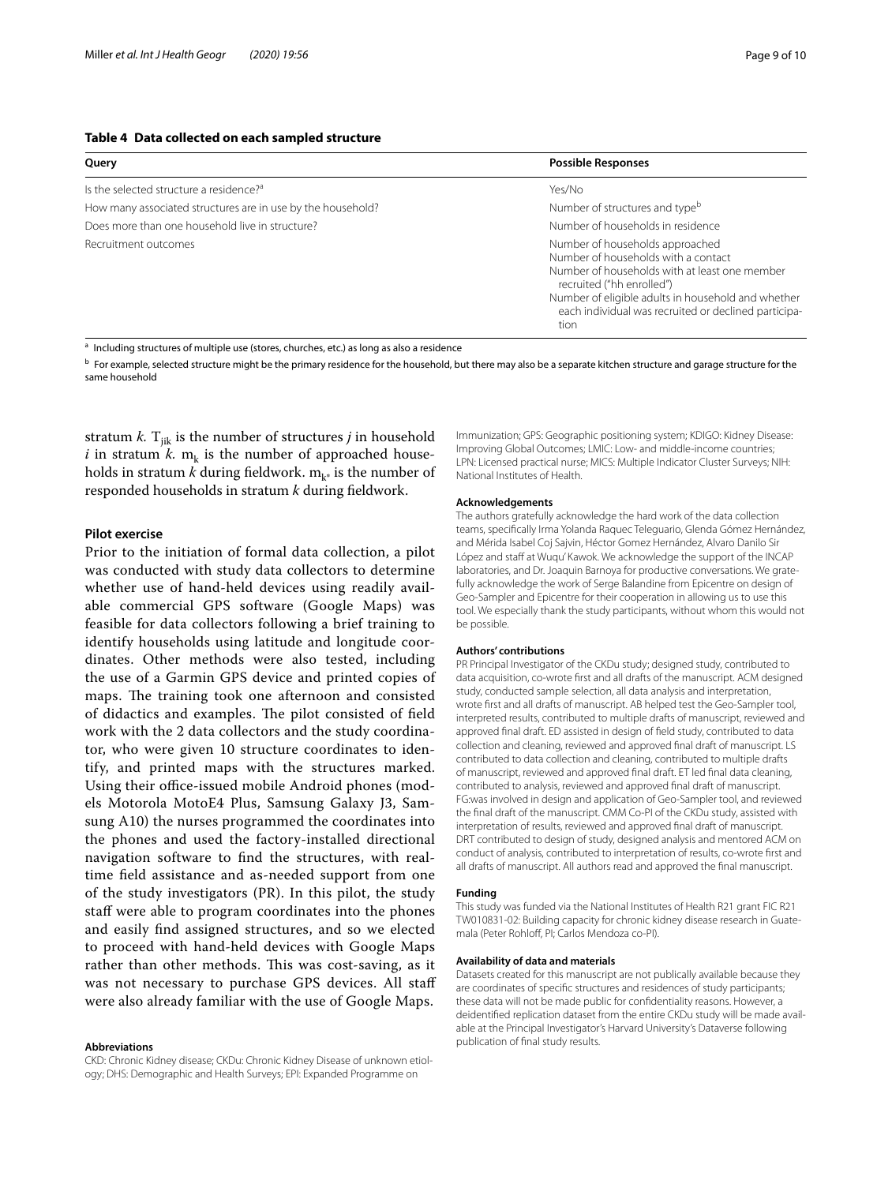**Table 4 Data collected on each sampled structure**

| Query | Possible Responses |
|---|---|
| Is the selected structure a residence?[a] | Yes/No |
| How many associated structures are in use by the household? | Number of structures and type[b] |
| Does more than one household live in structure? | Number of households in residence |
| Recruitment outcomes | Number of households approached<br>Number of households with a contact<br>Number of households with at least one member recruited ("hh enrolled")<br>Number of eligible adults in household and whether each individual was recruited or declined participation |

[a] Including structures of multiple use (stores, churches, etc.) as long as also a residence

[b] For example, selected structure might be the primary residence for the household, but there may also be a separate kitchen structure and garage structure for the same household

stratum $k$. $T_{jik}$ is the number of structures $j$ in household $i$ in stratum $k$. $m_k$ is the number of approached households in stratum $k$ during fieldwork. $m_{k*}$ is the number of responded households in stratum $k$ during fieldwork.

### Pilot exercise

Prior to the initiation of formal data collection, a pilot was conducted with study data collectors to determine whether use of hand-held devices using readily available commercial GPS software (Google Maps) was feasible for data collectors following a brief training to identify households using latitude and longitude coordinates. Other methods were also tested, including the use of a Garmin GPS device and printed copies of maps. The training took one afternoon and consisted of didactics and examples. The pilot consisted of field work with the 2 data collectors and the study coordinator, who were given 10 structure coordinates to identify, and printed maps with the structures marked. Using their office-issued mobile Android phones (models Motorola MotoE4 Plus, Samsung Galaxy J3, Samsung A10) the nurses programmed the coordinates into the phones and used the factory-installed directional navigation software to find the structures, with real-time field assistance and as-needed support from one of the study investigators (PR). In this pilot, the study staff were able to program coordinates into the phones and easily find assigned structures, and so we elected to proceed with hand-held devices with Google Maps rather than other methods. This was cost-saving, as it was not necessary to purchase GPS devices. All staff were also already familiar with the use of Google Maps.

#### Abbreviations

CKD: Chronic Kidney disease; CKDu: Chronic Kidney Disease of unknown etiology; DHS: Demographic and Health Surveys; EPI: Expanded Programme on Immunization; GPS: Geographic positioning system; KDIGO: Kidney Disease: Improving Global Outcomes; LMIC: Low- and middle-income countries; LPN: Licensed practical nurse; MICS: Multiple Indicator Cluster Surveys; NIH: National Institutes of Health.

#### Acknowledgements

The authors gratefully acknowledge the hard work of the data collection teams, specifically Irma Yolanda Raquec Telequario, Glenda Gómez Hernández, and Mérida Isabel Coj Sajvin, Héctor Gomez Hernández, Alvaro Danilo Sir López and staff at Wuqu' Kawok. We acknowledge the support of the INCAP laboratories, and Dr. Joaquin Barnoya for productive conversations. We gratefully acknowledge the work of Serge Balandine from Epicentre on design of Geo-Sampler and Epicentre for their cooperation in allowing us to use this tool. We especially thank the study participants, without whom this would not be possible.

#### Authors' contributions

PR Principal Investigator of the CKDu study; designed study, contributed to data acquisition, co-wrote first and all drafts of the manuscript. ACM designed study, conducted sample selection, all data analysis and interpretation, wrote first and all drafts of manuscript. AB helped test the Geo-Sampler tool, interpreted results, contributed to multiple drafts of manuscript, reviewed and approved final draft. ED assisted in design of field study, contributed to data collection and cleaning, reviewed and approved final draft of manuscript. LS contributed to data collection and cleaning, contributed to multiple drafts of manuscript, reviewed and approved final draft. ET led final data cleaning, contributed to analysis, reviewed and approved final draft of manuscript. FG:was involved in design and application of Geo-Sampler tool, and reviewed the final draft of the manuscript. CMM Co-PI of the CKDu study, assisted with interpretation of results, reviewed and approved final draft of manuscript. DRT contributed to design of study, designed analysis and mentored ACM on conduct of analysis, contributed to interpretation of results, co-wrote first and all drafts of manuscript. All authors read and approved the final manuscript.

#### Funding

This study was funded via the National Institutes of Health R21 grant FIC R21 TW010831-02: Building capacity for chronic kidney disease research in Guatemala (Peter Rohloff, PI; Carlos Mendoza co-PI).

#### Availability of data and materials

Datasets created for this manuscript are not publically available because they are coordinates of specific structures and residences of study participants; these data will not be made public for confidentiality reasons. However, a deidentified replication dataset from the entire CKDu study will be made available at the Principal Investigator's Harvard University's Dataverse following publication of final study results.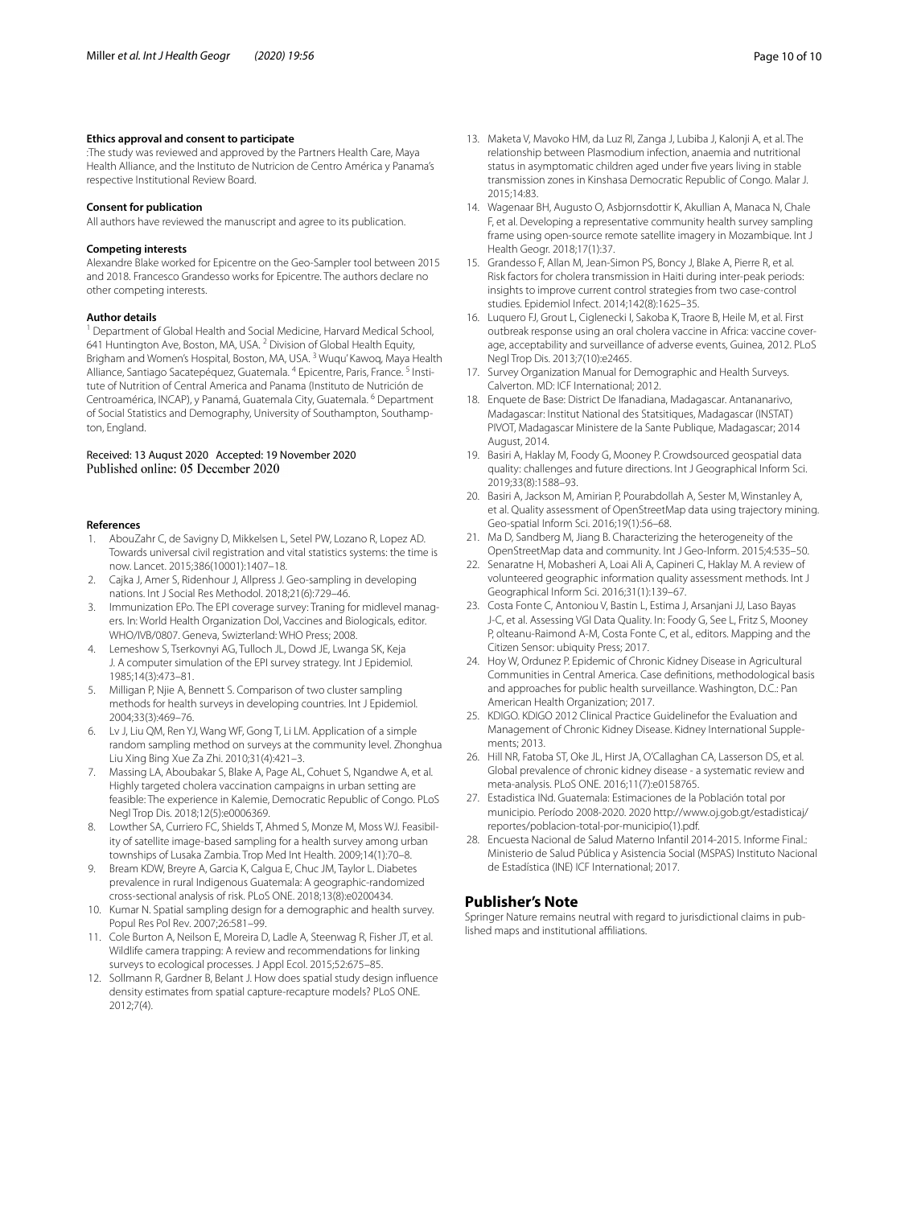#### Ethics approval and consent to participate

:The study was reviewed and approved by the Partners Health Care, Maya Health Alliance, and the Instituto de Nutricion de Centro América y Panama's respective Institutional Review Board.

#### Consent for publication

All authors have reviewed the manuscript and agree to its publication.

#### Competing interests

Alexandre Blake worked for Epicentre on the Geo-Sampler tool between 2015 and 2018. Francesco Grandesso works for Epicentre. The authors declare no other competing interests.

#### Author details

[1] Department of Global Health and Social Medicine, Harvard Medical School, 641 Huntington Ave, Boston, MA, USA. [2] Division of Global Health Equity, Brigham and Women's Hospital, Boston, MA, USA. [3] Wuqu' Kawoq, Maya Health Alliance, Santiago Sacatepéquez, Guatemala. [4] Epicentre, Paris, France. [5] Institute of Nutrition of Central America and Panama (Instituto de Nutrición de Centroamérica, INCAP), y Panamá, Guatemala City, Guatemala. [6] Department of Social Statistics and Demography, University of Southampton, Southampton, England.

Received: 13 August 2020 Accepted: 19 November 2020
Published online: 05 December 2020

#### References

1. AbouZahr C, de Savigny D, Mikkelsen L, Setel PW, Lozano R, Lopez AD. Towards universal civil registration and vital statistics systems: the time is now. Lancet. 2015;386(10001):1407–18.
2. Cajka J, Amer S, Ridenhour J, Allpress J. Geo-sampling in developing nations. Int J Social Res Methodol. 2018;21(6):729–46.
3. Immunization EPo. The EPI coverage survey: Traning for midlevel managers. In: World Health Organization Dol, Vaccines and Biologicals, editor. WHO/IVB/0807. Geneva, Swizterland: WHO Press; 2008.
4. Lemeshow S, Tserkovnyi AG, Tulloch JL, Dowd JE, Lwanga SK, Keja J. A computer simulation of the EPI survey strategy. Int J Epidemiol. 1985;14(3):473–81.
5. Milligan P, Njie A, Bennett S. Comparison of two cluster sampling methods for health surveys in developing countries. Int J Epidemiol. 2004;33(3):469–76.
6. Lv J, Liu QM, Ren YJ, Wang WF, Gong T, Li LM. Application of a simple random sampling method on surveys at the community level. Zhonghua Liu Xing Bing Xue Za Zhi. 2010;31(4):421–3.
7. Massing LA, Aboubakar S, Blake A, Page AL, Cohuet S, Ngandwe A, et al. Highly targeted cholera vaccination campaigns in urban setting are feasible: The experience in Kalemie, Democratic Republic of Congo. PLoS Negl Trop Dis. 2018;12(5):e0006369.
8. Lowther SA, Curriero FC, Shields T, Ahmed S, Monze M, Moss WJ. Feasibility of satellite image-based sampling for a health survey among urban townships of Lusaka Zambia. Trop Med Int Health. 2009;14(1):70–8.
9. Bream KDW, Breyre A, Garcia K, Calgua E, Chuc JM, Taylor L. Diabetes prevalence in rural Indigenous Guatemala: A geographic-randomized cross-sectional analysis of risk. PLoS ONE. 2018;13(8):e0200434.
10. Kumar N. Spatial sampling design for a demographic and health survey. Popul Res Pol Rev. 2007;26:581–99.
11. Cole Burton A, Neilson E, Moreira D, Ladle A, Steenwag R, Fisher JT, et al. Wildlife camera trapping: A review and recommendations for linking surveys to ecological processes. J Appl Ecol. 2015;52:675–85.
12. Sollmann R, Gardner B, Belant J. How does spatial study design influence density estimates from spatial capture-recapture models? PLoS ONE. 2012;7(4).
13. Maketa V, Mavoko HM, da Luz RI, Zanga J, Lubiba J, Kalonji A, et al. The relationship between Plasmodium infection, anaemia and nutritional status in asymptomatic children aged under five years living in stable transmission zones in Kinshasa Democratic Republic of Congo. Malar J. 2015;14:83.
14. Wagenaar BH, Augusto O, Asbjornsdottir K, Akullian A, Manaca N, Chale F, et al. Developing a representative community health survey sampling frame using open-source remote satellite imagery in Mozambique. Int J Health Geogr. 2018;17(1):37.
15. Grandesso F, Allan M, Jean-Simon PS, Boncy J, Blake A, Pierre R, et al. Risk factors for cholera transmission in Haiti during inter-peak periods: insights to improve current control strategies from two case-control studies. Epidemiol Infect. 2014;142(8):1625–35.
16. Luquero FJ, Grout L, Ciglenecki I, Sakoba K, Traore B, Heile M, et al. First outbreak response using an oral cholera vaccine in Africa: vaccine coverage, acceptability and surveillance of adverse events, Guinea, 2012. PLoS Negl Trop Dis. 2013;7(10):e2465.
17. Survey Organization Manual for Demographic and Health Surveys. Calverton. MD: ICF International; 2012.
18. Enquete de Base: District De Ifanadiana, Madagascar. Antananarivo, Madagascar: Institut National des Statsitiques, Madagascar (INSTAT) PIVOT, Madagascar Ministere de la Sante Publique, Madagascar; 2014 August, 2014.
19. Basiri A, Haklay M, Foody G, Mooney P. Crowdsourced geospatial data quality: challenges and future directions. Int J Geographical Inform Sci. 2019;33(8):1588–93.
20. Basiri A, Jackson M, Amirian P, Pourabdollah A, Sester M, Winstanley A, et al. Quality assessment of OpenStreetMap data using trajectory mining. Geo-spatial Inform Sci. 2016;19(1):56–68.
21. Ma D, Sandberg M, Jiang B. Characterizing the heterogeneity of the OpenStreetMap data and community. Int J Geo-Inform. 2015;4:535–50.
22. Senaratne H, Mobasheri A, Loai Ali A, Capineri C, Haklay M. A review of volunteered geographic information quality assessment methods. Int J Geographical Inform Sci. 2016;31(1):139–67.
23. Costa Fonte C, Antoniou V, Bastin L, Estima J, Arsanjani JJ, Laso Bayas J-C, et al. Assessing VGI Data Quality. In: Foody G, See L, Fritz S, Mooney P, olteanu-Raimond A-M, Costa Fonte C, et al., editors. Mapping and the Citizen Sensor: ubiquity Press; 2017.
24. Hoy W, Ordunez P. Epidemic of Chronic Kidney Disease in Agricultural Communities in Central America. Case definitions, methodological basis and approaches for public health surveillance. Washington, D.C.: Pan American Health Organization; 2017.
25. KDIGO. KDIGO 2012 Clinical Practice Guidelinefor the Evaluation and Management of Chronic Kidney Disease. Kidney International Supplements; 2013.
26. Hill NR, Fatoba ST, Oke JL, Hirst JA, O'Callaghan CA, Lasserson DS, et al. Global prevalence of chronic kidney disease - a systematic review and meta-analysis. PLoS ONE. 2016;11(7):e0158765.
27. Estadistica INd. Guatemala: Estimaciones de la Población total por municipio. Período 2008-2020. 2020 http://www.oj.gob.gt/estadisticaj/reportes/poblacion-total-por-municipio(1).pdf.
28. Encuesta Nacional de Salud Materno Infantil 2014-2015. Informe Final.: Ministerio de Salud Pública y Asistencia Social (MSPAS) Instituto Nacional de Estadística (INE) ICF International; 2017.

## Publisher's Note

Springer Nature remains neutral with regard to jurisdictional claims in published maps and institutional affiliations.